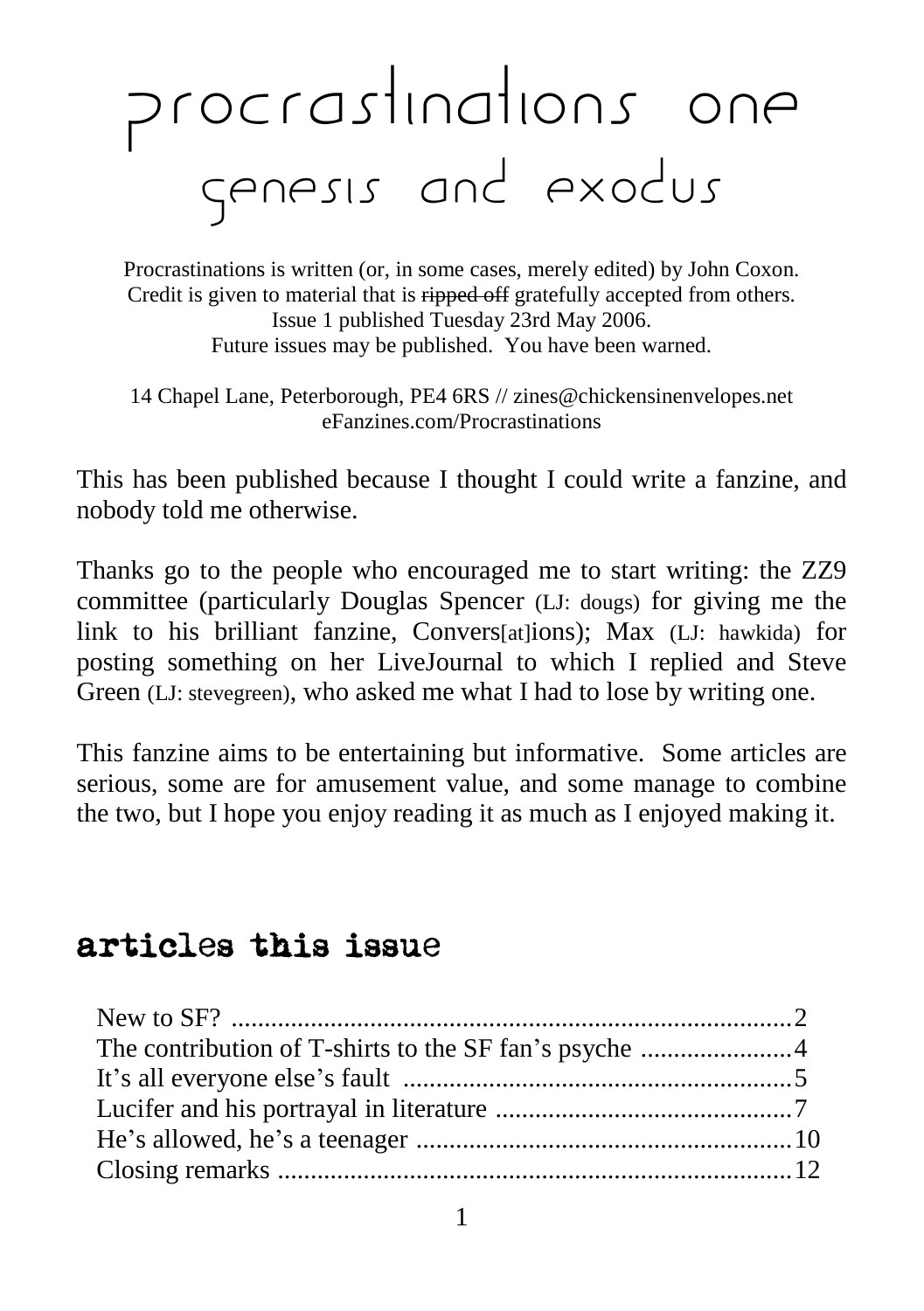# procrastinations one

## genesis and exodus

Procrastinations is written (or, in some cases, merely edited) by John Coxon.
Credit is given to material that is ~~ripped off~~ gratefully accepted from others.
Issue 1 published Tuesday 23rd May 2006.
Future issues may be published. You have been warned.

14 Chapel Lane, Peterborough, PE4 6RS // zines@chickensinenvelopes.net
eFanzines.com/Procrastinations

This has been published because I thought I could write a fanzine, and nobody told me otherwise.

Thanks go to the people who encouraged me to start writing: the ZZ9 committee (particularly Douglas Spencer (LJ: dougs) for giving me the link to his brilliant fanzine, Convers[at]ions); Max (LJ: hawkida) for posting something on her LiveJournal to which I replied and Steve Green (LJ: stevegreen), who asked me what I had to lose by writing one.

This fanzine aims to be entertaining but informative. Some articles are serious, some are for amusement value, and some manage to combine the two, but I hope you enjoy reading it as much as I enjoyed making it.

## articles this issue

- New to SF? .......... 2
- The contribution of T-shirts to the SF fan's psyche .......... 4
- It's all everyone else's fault .......... 5
- Lucifer and his portrayal in literature .......... 7
- He's allowed, he's a teenager .......... 10
- Closing remarks .......... 12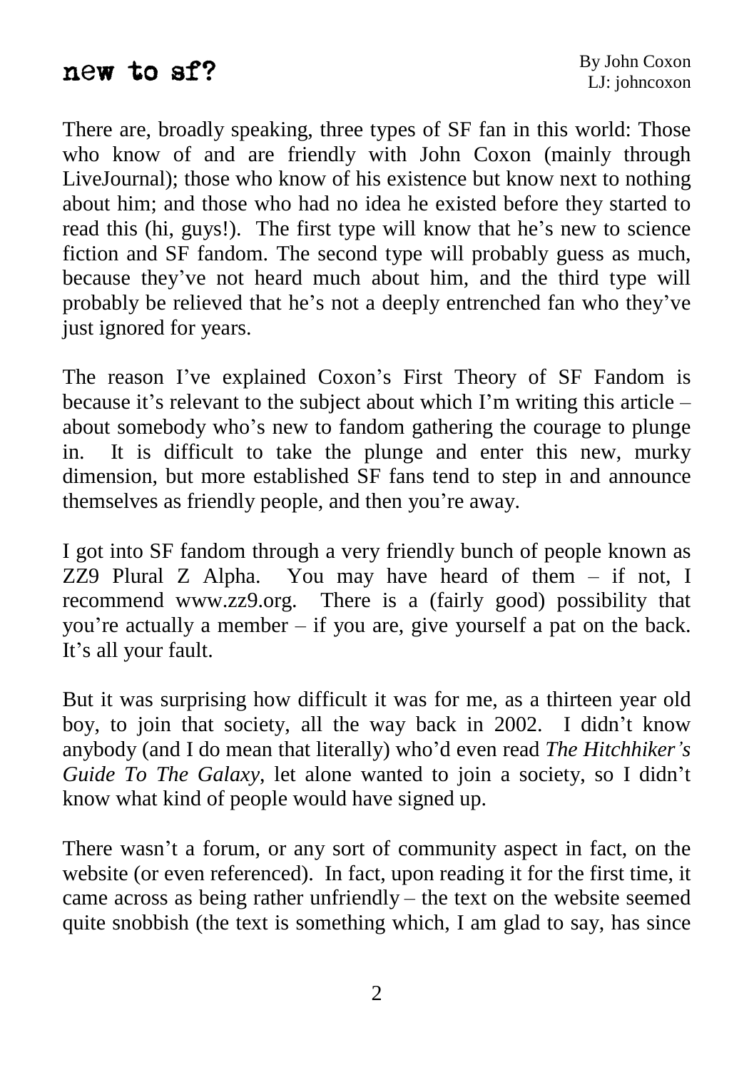# new to sf?

By John Coxon
LJ: johncoxon

There are, broadly speaking, three types of SF fan in this world: Those who know of and are friendly with John Coxon (mainly through LiveJournal); those who know of his existence but know next to nothing about him; and those who had no idea he existed before they started to read this (hi, guys!). The first type will know that he's new to science fiction and SF fandom. The second type will probably guess as much, because they've not heard much about him, and the third type will probably be relieved that he's not a deeply entrenched fan who they've just ignored for years.

The reason I've explained Coxon's First Theory of SF Fandom is because it's relevant to the subject about which I'm writing this article – about somebody who's new to fandom gathering the courage to plunge in. It is difficult to take the plunge and enter this new, murky dimension, but more established SF fans tend to step in and announce themselves as friendly people, and then you're away.

I got into SF fandom through a very friendly bunch of people known as ZZ9 Plural Z Alpha. You may have heard of them – if not, I recommend www.zz9.org. There is a (fairly good) possibility that you're actually a member – if you are, give yourself a pat on the back. It's all your fault.

But it was surprising how difficult it was for me, as a thirteen year old boy, to join that society, all the way back in 2002. I didn't know anybody (and I do mean that literally) who'd even read *The Hitchhiker's Guide To The Galaxy*, let alone wanted to join a society, so I didn't know what kind of people would have signed up.

There wasn't a forum, or any sort of community aspect in fact, on the website (or even referenced). In fact, upon reading it for the first time, it came across as being rather unfriendly – the text on the website seemed quite snobbish (the text is something which, I am glad to say, has since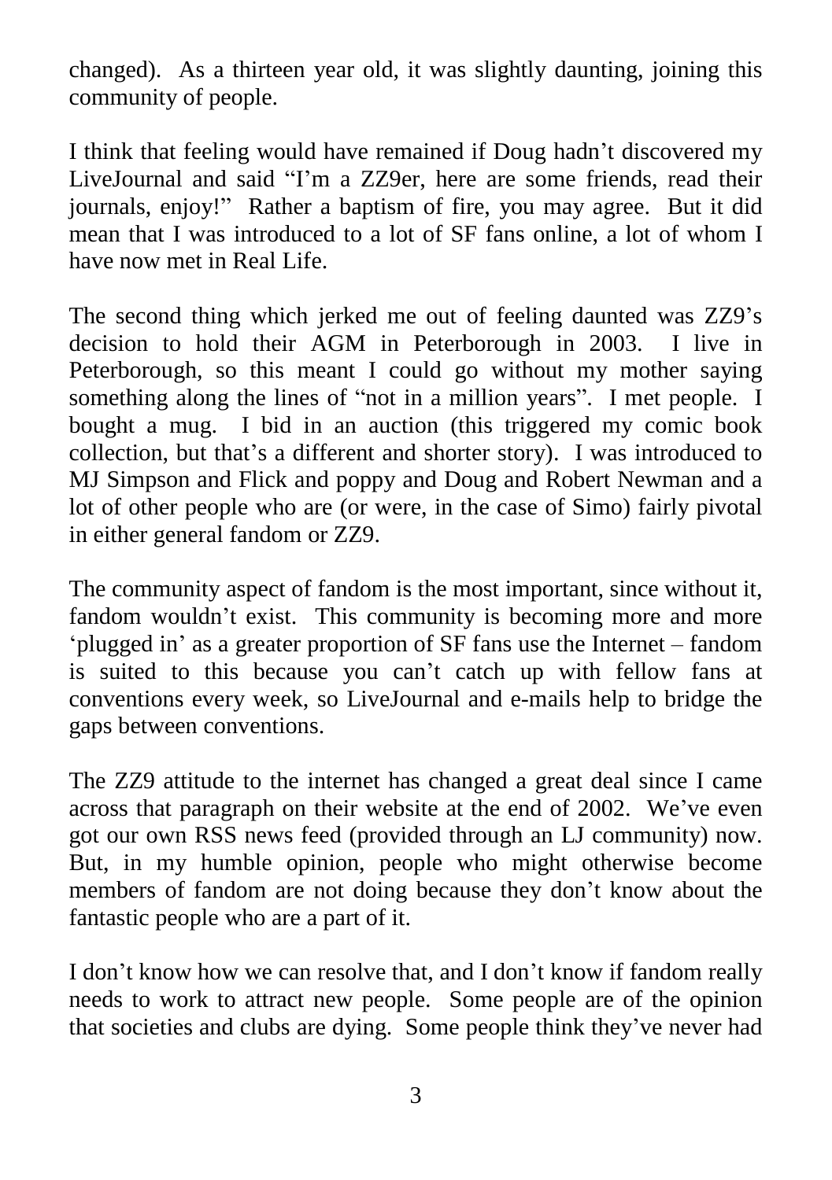changed). As a thirteen year old, it was slightly daunting, joining this community of people.

I think that feeling would have remained if Doug hadn't discovered my LiveJournal and said "I'm a ZZ9er, here are some friends, read their journals, enjoy!" Rather a baptism of fire, you may agree. But it did mean that I was introduced to a lot of SF fans online, a lot of whom I have now met in Real Life.

The second thing which jerked me out of feeling daunted was ZZ9's decision to hold their AGM in Peterborough in 2003. I live in Peterborough, so this meant I could go without my mother saying something along the lines of "not in a million years". I met people. I bought a mug. I bid in an auction (this triggered my comic book collection, but that's a different and shorter story). I was introduced to MJ Simpson and Flick and poppy and Doug and Robert Newman and a lot of other people who are (or were, in the case of Simo) fairly pivotal in either general fandom or ZZ9.

The community aspect of fandom is the most important, since without it, fandom wouldn't exist. This community is becoming more and more 'plugged in' as a greater proportion of SF fans use the Internet – fandom is suited to this because you can't catch up with fellow fans at conventions every week, so LiveJournal and e-mails help to bridge the gaps between conventions.

The ZZ9 attitude to the internet has changed a great deal since I came across that paragraph on their website at the end of 2002. We've even got our own RSS news feed (provided through an LJ community) now. But, in my humble opinion, people who might otherwise become members of fandom are not doing because they don't know about the fantastic people who are a part of it.

I don't know how we can resolve that, and I don't know if fandom really needs to work to attract new people. Some people are of the opinion that societies and clubs are dying. Some people think they've never had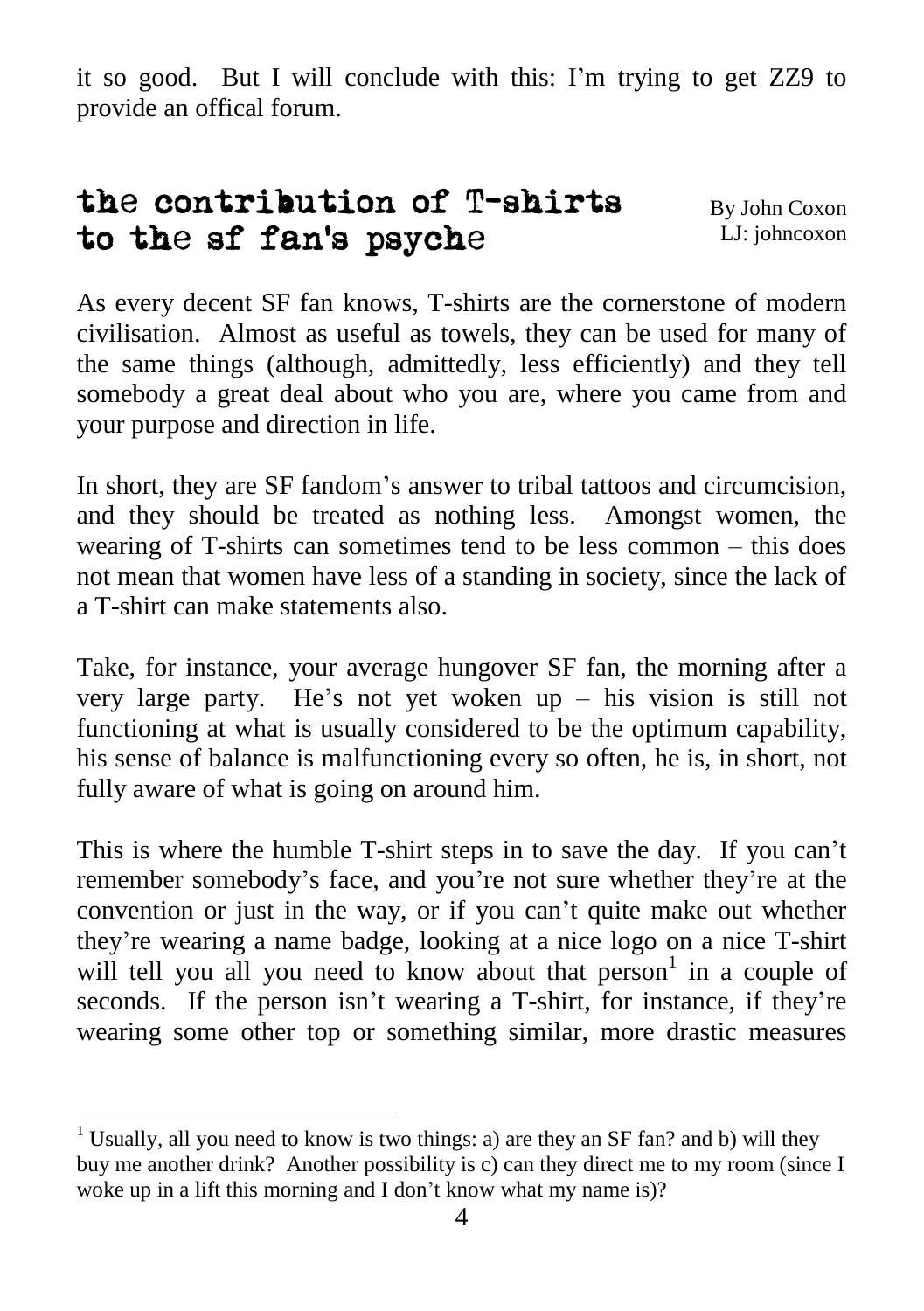it so good. But I will conclude with this: I'm trying to get ZZ9 to provide an offical forum.

## the contribution of T-shirts to the sf fan's psyche

By John Coxon
LJ: johncoxon

As every decent SF fan knows, T-shirts are the cornerstone of modern civilisation. Almost as useful as towels, they can be used for many of the same things (although, admittedly, less efficiently) and they tell somebody a great deal about who you are, where you came from and your purpose and direction in life.

In short, they are SF fandom's answer to tribal tattoos and circumcision, and they should be treated as nothing less. Amongst women, the wearing of T-shirts can sometimes tend to be less common – this does not mean that women have less of a standing in society, since the lack of a T-shirt can make statements also.

Take, for instance, your average hungover SF fan, the morning after a very large party. He's not yet woken up – his vision is still not functioning at what is usually considered to be the optimum capability, his sense of balance is malfunctioning every so often, he is, in short, not fully aware of what is going on around him.

This is where the humble T-shirt steps in to save the day. If you can't remember somebody's face, and you're not sure whether they're at the convention or just in the way, or if you can't quite make out whether they're wearing a name badge, looking at a nice logo on a nice T-shirt will tell you all you need to know about that person[1] in a couple of seconds. If the person isn't wearing a T-shirt, for instance, if they're wearing some other top or something similar, more drastic measures

[1] Usually, all you need to know is two things: a) are they an SF fan? and b) will they buy me another drink? Another possibility is c) can they direct me to my room (since I woke up in a lift this morning and I don't know what my name is)?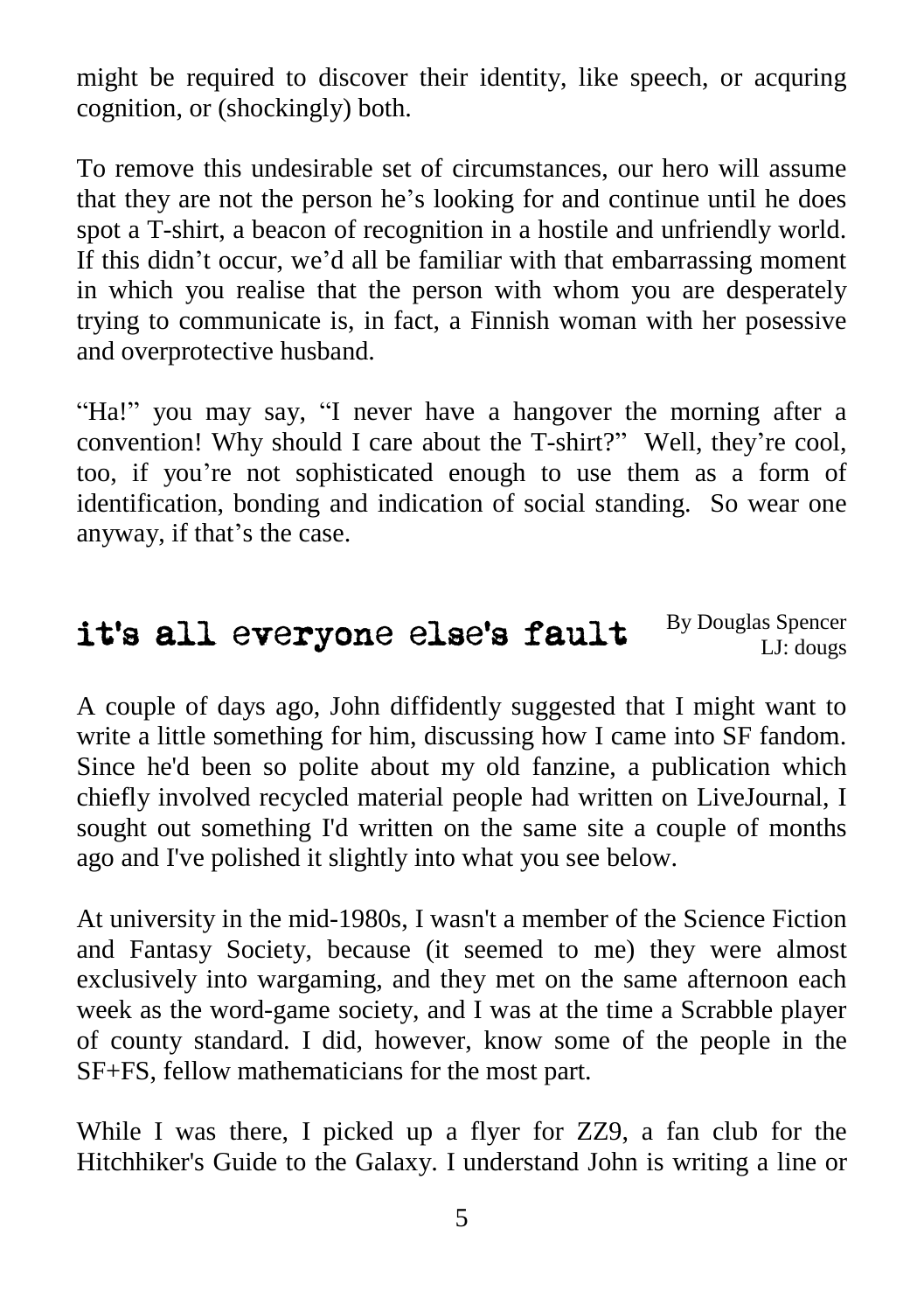might be required to discover their identity, like speech, or acquring cognition, or (shockingly) both.

To remove this undesirable set of circumstances, our hero will assume that they are not the person he's looking for and continue until he does spot a T-shirt, a beacon of recognition in a hostile and unfriendly world. If this didn't occur, we'd all be familiar with that embarrassing moment in which you realise that the person with whom you are desperately trying to communicate is, in fact, a Finnish woman with her posessive and overprotective husband.

"Ha!" you may say, "I never have a hangover the morning after a convention! Why should I care about the T-shirt?" Well, they're cool, too, if you're not sophisticated enough to use them as a form of identification, bonding and indication of social standing. So wear one anyway, if that's the case.

## it's all everyone else's fault

By Douglas Spencer
LJ: dougs

A couple of days ago, John diffidently suggested that I might want to write a little something for him, discussing how I came into SF fandom. Since he'd been so polite about my old fanzine, a publication which chiefly involved recycled material people had written on LiveJournal, I sought out something I'd written on the same site a couple of months ago and I've polished it slightly into what you see below.

At university in the mid-1980s, I wasn't a member of the Science Fiction and Fantasy Society, because (it seemed to me) they were almost exclusively into wargaming, and they met on the same afternoon each week as the word-game society, and I was at the time a Scrabble player of county standard. I did, however, know some of the people in the SF+FS, fellow mathematicians for the most part.

While I was there, I picked up a flyer for ZZ9, a fan club for the Hitchhiker's Guide to the Galaxy. I understand John is writing a line or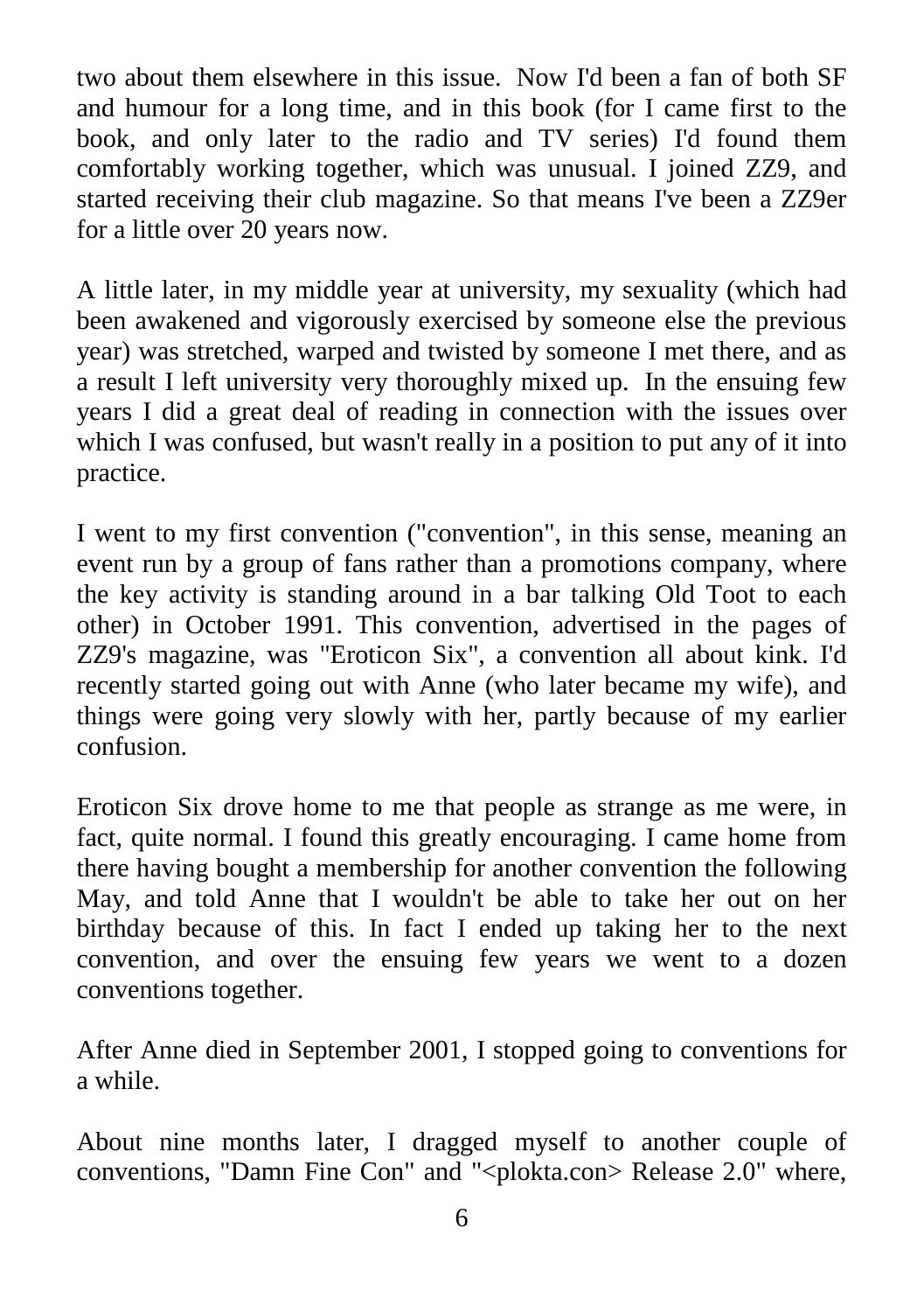two about them elsewhere in this issue.  Now I'd been a fan of both SF and humour for a long time, and in this book (for I came first to the book, and only later to the radio and TV series) I'd found them comfortably working together, which was unusual. I joined ZZ9, and started receiving their club magazine. So that means I've been a ZZ9er for a little over 20 years now.

A little later, in my middle year at university, my sexuality (which had been awakened and vigorously exercised by someone else the previous year) was stretched, warped and twisted by someone I met there, and as a result I left university very thoroughly mixed up.  In the ensuing few years I did a great deal of reading in connection with the issues over which I was confused, but wasn't really in a position to put any of it into practice.

I went to my first convention ("convention", in this sense, meaning an event run by a group of fans rather than a promotions company, where the key activity is standing around in a bar talking Old Toot to each other) in October 1991. This convention, advertised in the pages of ZZ9's magazine, was "Eroticon Six", a convention all about kink. I'd recently started going out with Anne (who later became my wife), and things were going very slowly with her, partly because of my earlier confusion.

Eroticon Six drove home to me that people as strange as me were, in fact, quite normal. I found this greatly encouraging. I came home from there having bought a membership for another convention the following May, and told Anne that I wouldn't be able to take her out on her birthday because of this. In fact I ended up taking her to the next convention, and over the ensuing few years we went to a dozen conventions together.

After Anne died in September 2001, I stopped going to conventions for a while.

About nine months later, I dragged myself to another couple of conventions, "Damn Fine Con" and "<plokta.con> Release 2.0" where,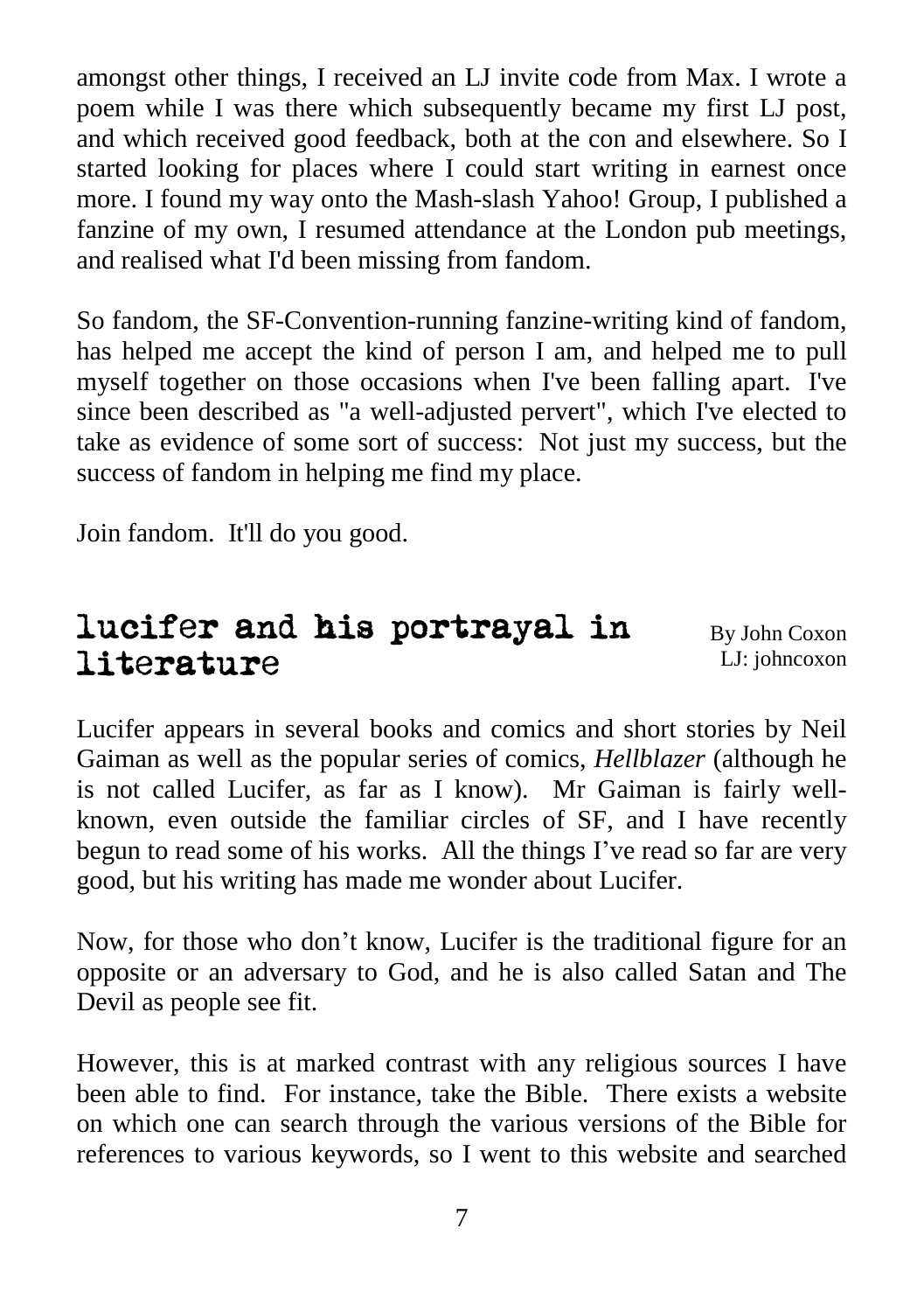amongst other things, I received an LJ invite code from Max. I wrote a poem while I was there which subsequently became my first LJ post, and which received good feedback, both at the con and elsewhere. So I started looking for places where I could start writing in earnest once more. I found my way onto the Mash-slash Yahoo! Group, I published a fanzine of my own, I resumed attendance at the London pub meetings, and realised what I'd been missing from fandom.

So fandom, the SF-Convention-running fanzine-writing kind of fandom, has helped me accept the kind of person I am, and helped me to pull myself together on those occasions when I've been falling apart. I've since been described as "a well-adjusted pervert", which I've elected to take as evidence of some sort of success: Not just my success, but the success of fandom in helping me find my place.

Join fandom. It'll do you good.

## lucifer and his portrayal in literature

By John Coxon
LJ: johncoxon

Lucifer appears in several books and comics and short stories by Neil Gaiman as well as the popular series of comics, *Hellblazer* (although he is not called Lucifer, as far as I know). Mr Gaiman is fairly well-known, even outside the familiar circles of SF, and I have recently begun to read some of his works. All the things I've read so far are very good, but his writing has made me wonder about Lucifer.

Now, for those who don't know, Lucifer is the traditional figure for an opposite or an adversary to God, and he is also called Satan and The Devil as people see fit.

However, this is at marked contrast with any religious sources I have been able to find. For instance, take the Bible. There exists a website on which one can search through the various versions of the Bible for references to various keywords, so I went to this website and searched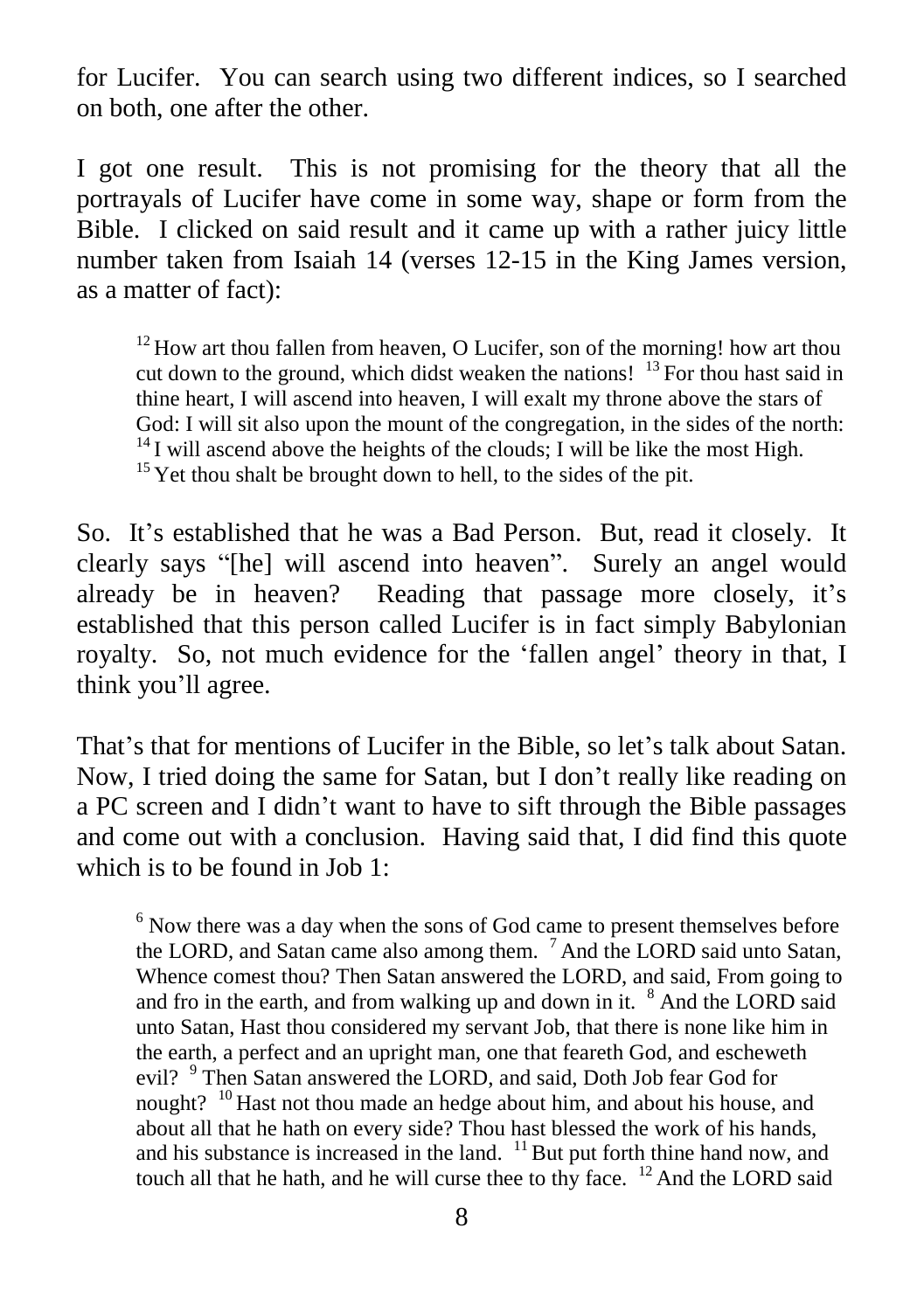for Lucifer. You can search using two different indices, so I searched on both, one after the other.

I got one result. This is not promising for the theory that all the portrayals of Lucifer have come in some way, shape or form from the Bible. I clicked on said result and it came up with a rather juicy little number taken from Isaiah 14 (verses 12-15 in the King James version, as a matter of fact):

> [12] How art thou fallen from heaven, O Lucifer, son of the morning! how art thou cut down to the ground, which didst weaken the nations! [13] For thou hast said in thine heart, I will ascend into heaven, I will exalt my throne above the stars of God: I will sit also upon the mount of the congregation, in the sides of the north: [14] I will ascend above the heights of the clouds; I will be like the most High. [15] Yet thou shalt be brought down to hell, to the sides of the pit.

So. It's established that he was a Bad Person. But, read it closely. It clearly says "[he] will ascend into heaven". Surely an angel would already be in heaven? Reading that passage more closely, it's established that this person called Lucifer is in fact simply Babylonian royalty. So, not much evidence for the 'fallen angel' theory in that, I think you'll agree.

That's that for mentions of Lucifer in the Bible, so let's talk about Satan. Now, I tried doing the same for Satan, but I don't really like reading on a PC screen and I didn't want to have to sift through the Bible passages and come out with a conclusion. Having said that, I did find this quote which is to be found in Job 1:

> [6] Now there was a day when the sons of God came to present themselves before the LORD, and Satan came also among them. [7] And the LORD said unto Satan, Whence comest thou? Then Satan answered the LORD, and said, From going to and fro in the earth, and from walking up and down in it. [8] And the LORD said unto Satan, Hast thou considered my servant Job, that there is none like him in the earth, a perfect and an upright man, one that feareth God, and escheweth evil? [9] Then Satan answered the LORD, and said, Doth Job fear God for nought? [10] Hast not thou made an hedge about him, and about his house, and about all that he hath on every side? Thou hast blessed the work of his hands, and his substance is increased in the land. [11] But put forth thine hand now, and touch all that he hath, and he will curse thee to thy face. [12] And the LORD said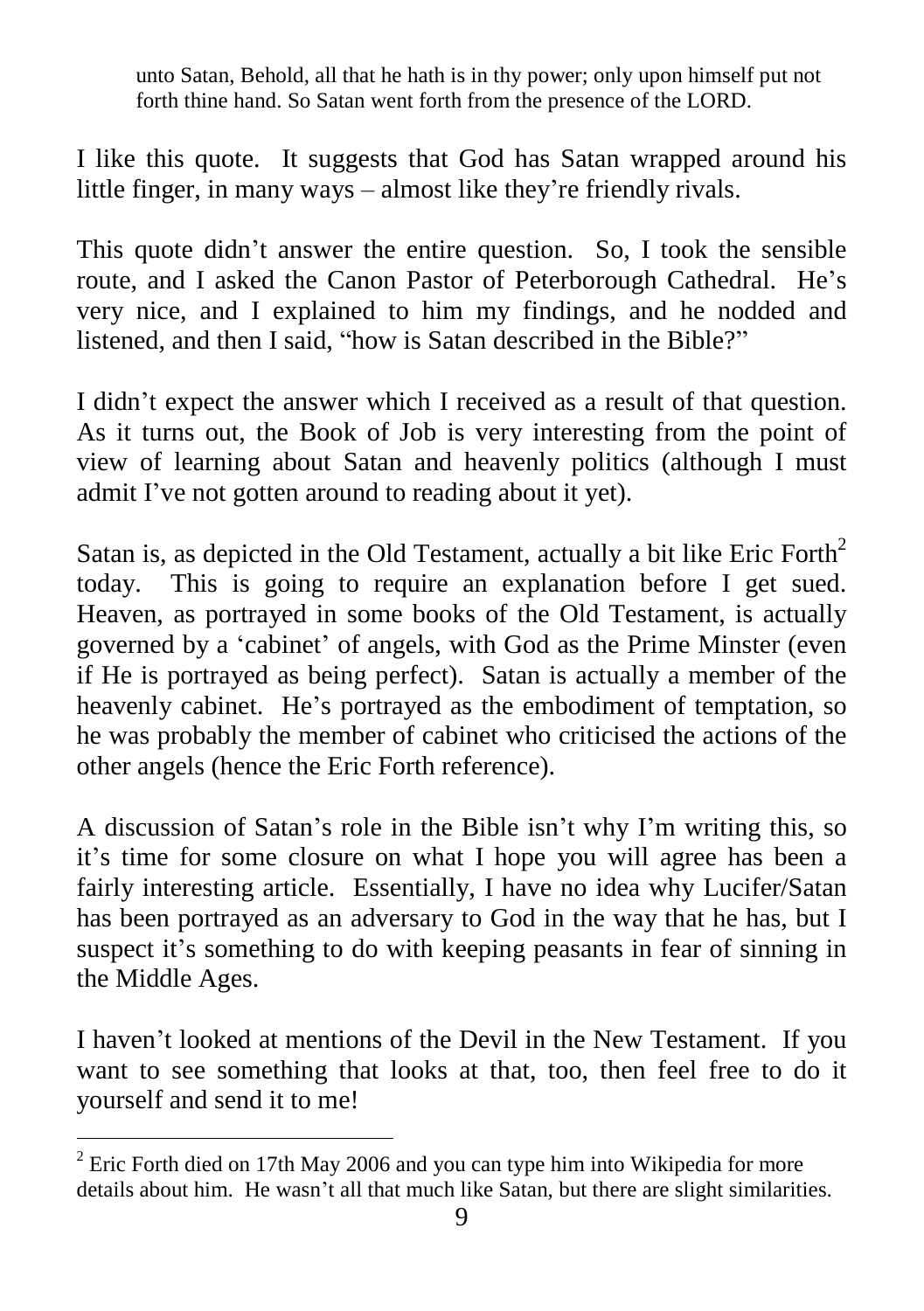> unto Satan, Behold, all that he hath is in thy power; only upon himself put not forth thine hand. So Satan went forth from the presence of the LORD.

I like this quote. It suggests that God has Satan wrapped around his little finger, in many ways – almost like they're friendly rivals.

This quote didn't answer the entire question. So, I took the sensible route, and I asked the Canon Pastor of Peterborough Cathedral. He's very nice, and I explained to him my findings, and he nodded and listened, and then I said, "how is Satan described in the Bible?"

I didn't expect the answer which I received as a result of that question. As it turns out, the Book of Job is very interesting from the point of view of learning about Satan and heavenly politics (although I must admit I've not gotten around to reading about it yet).

Satan is, as depicted in the Old Testament, actually a bit like Eric Forth[2] today. This is going to require an explanation before I get sued. Heaven, as portrayed in some books of the Old Testament, is actually governed by a 'cabinet' of angels, with God as the Prime Minster (even if He is portrayed as being perfect). Satan is actually a member of the heavenly cabinet. He's portrayed as the embodiment of temptation, so he was probably the member of cabinet who criticised the actions of the other angels (hence the Eric Forth reference).

A discussion of Satan's role in the Bible isn't why I'm writing this, so it's time for some closure on what I hope you will agree has been a fairly interesting article. Essentially, I have no idea why Lucifer/Satan has been portrayed as an adversary to God in the way that he has, but I suspect it's something to do with keeping peasants in fear of sinning in the Middle Ages.

I haven't looked at mentions of the Devil in the New Testament. If you want to see something that looks at that, too, then feel free to do it yourself and send it to me!

---

[2] Eric Forth died on 17th May 2006 and you can type him into Wikipedia for more details about him. He wasn't all that much like Satan, but there are slight similarities.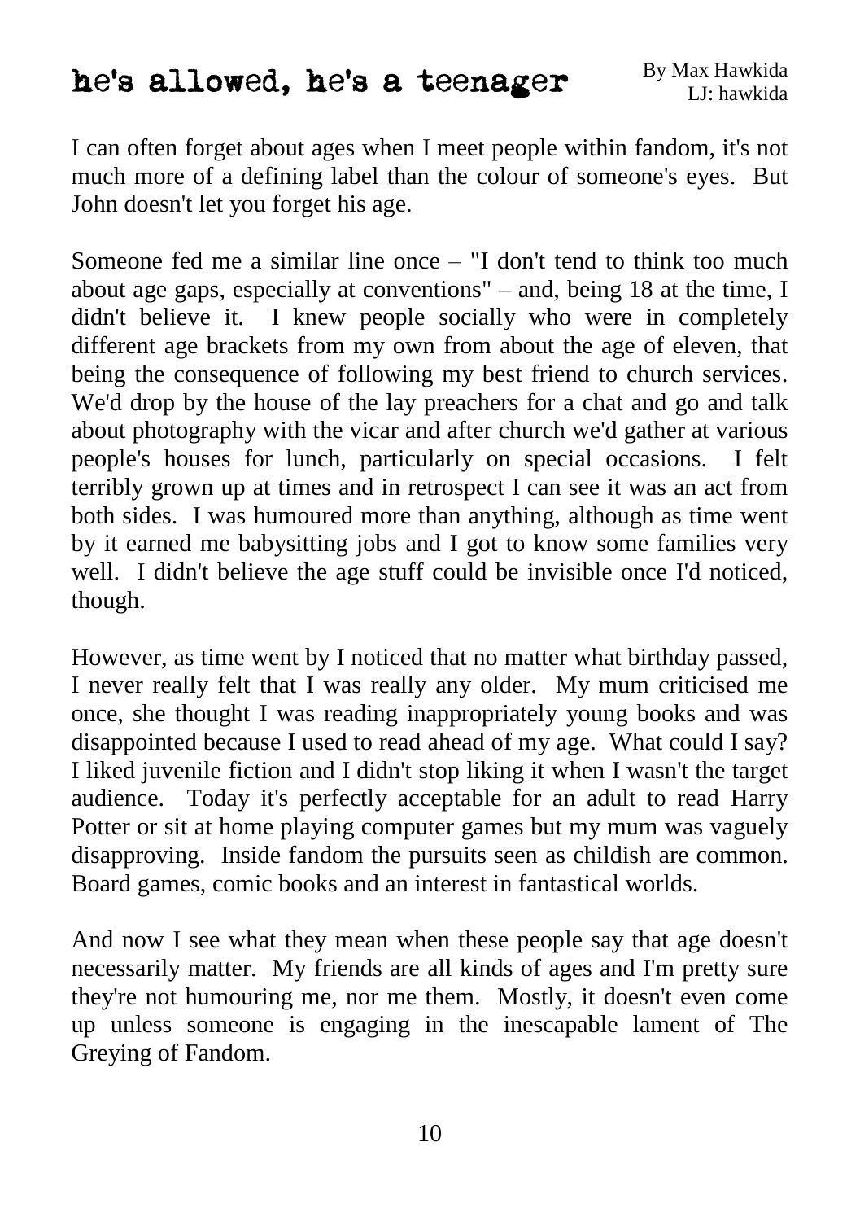# he's allowed, he's a teenager

By Max Hawkida
LJ: hawkida

I can often forget about ages when I meet people within fandom, it's not much more of a defining label than the colour of someone's eyes. But John doesn't let you forget his age.

Someone fed me a similar line once – "I don't tend to think too much about age gaps, especially at conventions" – and, being 18 at the time, I didn't believe it. I knew people socially who were in completely different age brackets from my own from about the age of eleven, that being the consequence of following my best friend to church services. We'd drop by the house of the lay preachers for a chat and go and talk about photography with the vicar and after church we'd gather at various people's houses for lunch, particularly on special occasions. I felt terribly grown up at times and in retrospect I can see it was an act from both sides. I was humoured more than anything, although as time went by it earned me babysitting jobs and I got to know some families very well. I didn't believe the age stuff could be invisible once I'd noticed, though.

However, as time went by I noticed that no matter what birthday passed, I never really felt that I was really any older. My mum criticised me once, she thought I was reading inappropriately young books and was disappointed because I used to read ahead of my age. What could I say? I liked juvenile fiction and I didn't stop liking it when I wasn't the target audience. Today it's perfectly acceptable for an adult to read Harry Potter or sit at home playing computer games but my mum was vaguely disapproving. Inside fandom the pursuits seen as childish are common. Board games, comic books and an interest in fantastical worlds.

And now I see what they mean when these people say that age doesn't necessarily matter. My friends are all kinds of ages and I'm pretty sure they're not humouring me, nor me them. Mostly, it doesn't even come up unless someone is engaging in the inescapable lament of The Greying of Fandom.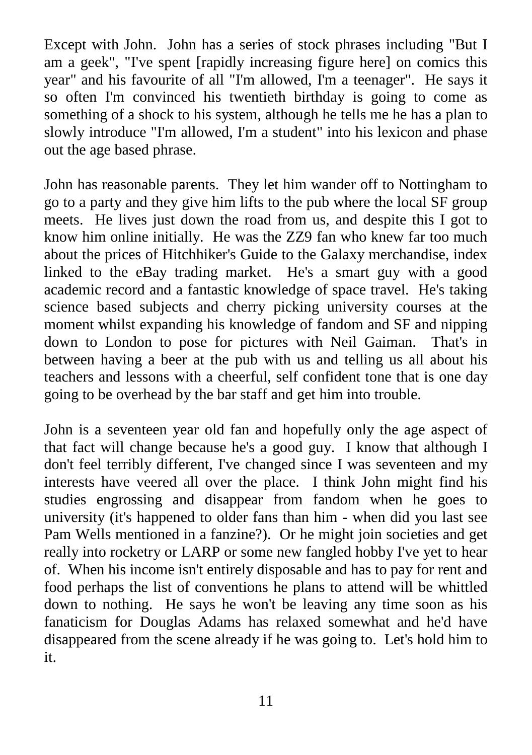Except with John. John has a series of stock phrases including "But I am a geek", "I've spent [rapidly increasing figure here] on comics this year" and his favourite of all "I'm allowed, I'm a teenager". He says it so often I'm convinced his twentieth birthday is going to come as something of a shock to his system, although he tells me he has a plan to slowly introduce "I'm allowed, I'm a student" into his lexicon and phase out the age based phrase.

John has reasonable parents. They let him wander off to Nottingham to go to a party and they give him lifts to the pub where the local SF group meets. He lives just down the road from us, and despite this I got to know him online initially. He was the ZZ9 fan who knew far too much about the prices of Hitchhiker's Guide to the Galaxy merchandise, index linked to the eBay trading market. He's a smart guy with a good academic record and a fantastic knowledge of space travel. He's taking science based subjects and cherry picking university courses at the moment whilst expanding his knowledge of fandom and SF and nipping down to London to pose for pictures with Neil Gaiman. That's in between having a beer at the pub with us and telling us all about his teachers and lessons with a cheerful, self confident tone that is one day going to be overhead by the bar staff and get him into trouble.

John is a seventeen year old fan and hopefully only the age aspect of that fact will change because he's a good guy. I know that although I don't feel terribly different, I've changed since I was seventeen and my interests have veered all over the place. I think John might find his studies engrossing and disappear from fandom when he goes to university (it's happened to older fans than him - when did you last see Pam Wells mentioned in a fanzine?). Or he might join societies and get really into rocketry or LARP or some new fangled hobby I've yet to hear of. When his income isn't entirely disposable and has to pay for rent and food perhaps the list of conventions he plans to attend will be whittled down to nothing. He says he won't be leaving any time soon as his fanaticism for Douglas Adams has relaxed somewhat and he'd have disappeared from the scene already if he was going to. Let's hold him to it.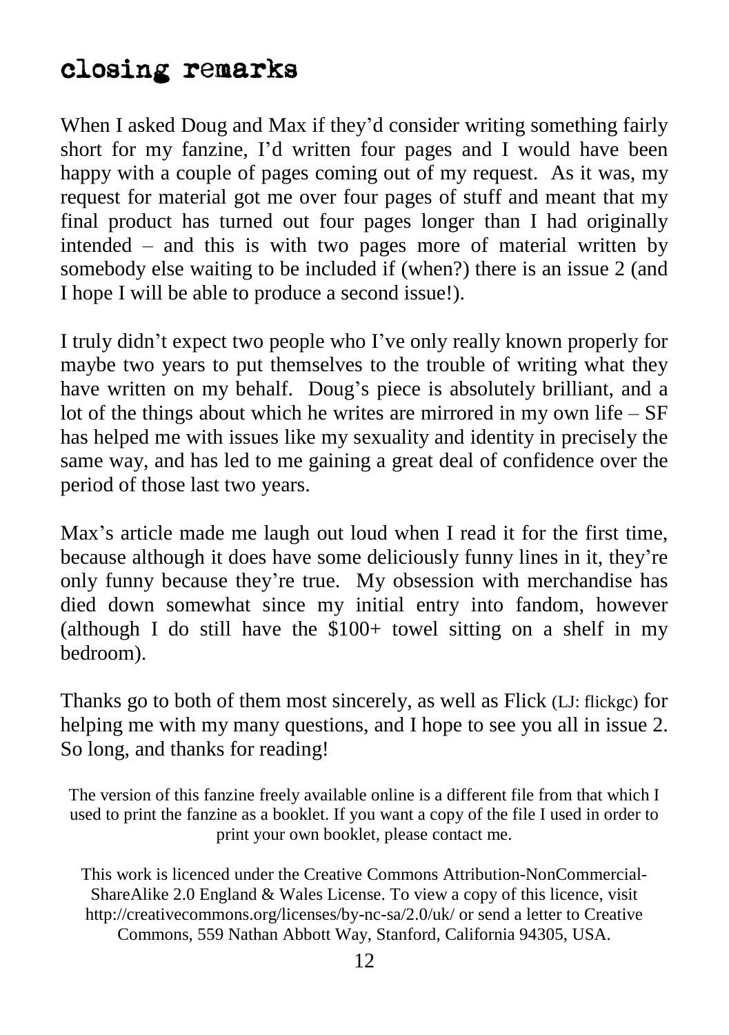## closing remarks

When I asked Doug and Max if they'd consider writing something fairly short for my fanzine, I'd written four pages and I would have been happy with a couple of pages coming out of my request. As it was, my request for material got me over four pages of stuff and meant that my final product has turned out four pages longer than I had originally intended – and this is with two pages more of material written by somebody else waiting to be included if (when?) there is an issue 2 (and I hope I will be able to produce a second issue!).

I truly didn't expect two people who I've only really known properly for maybe two years to put themselves to the trouble of writing what they have written on my behalf. Doug's piece is absolutely brilliant, and a lot of the things about which he writes are mirrored in my own life – SF has helped me with issues like my sexuality and identity in precisely the same way, and has led to me gaining a great deal of confidence over the period of those last two years.

Max's article made me laugh out loud when I read it for the first time, because although it does have some deliciously funny lines in it, they're only funny because they're true. My obsession with merchandise has died down somewhat since my initial entry into fandom, however (although I do still have the $100+ towel sitting on a shelf in my bedroom).

Thanks go to both of them most sincerely, as well as Flick (LJ: flickgc) for helping me with my many questions, and I hope to see you all in issue 2. So long, and thanks for reading!

The version of this fanzine freely available online is a different file from that which I used to print the fanzine as a booklet. If you want a copy of the file I used in order to print your own booklet, please contact me.

This work is licenced under the Creative Commons Attribution-NonCommercial-ShareAlike 2.0 England & Wales License. To view a copy of this licence, visit http://creativecommons.org/licenses/by-nc-sa/2.0/uk/ or send a letter to Creative Commons, 559 Nathan Abbott Way, Stanford, California 94305, USA.